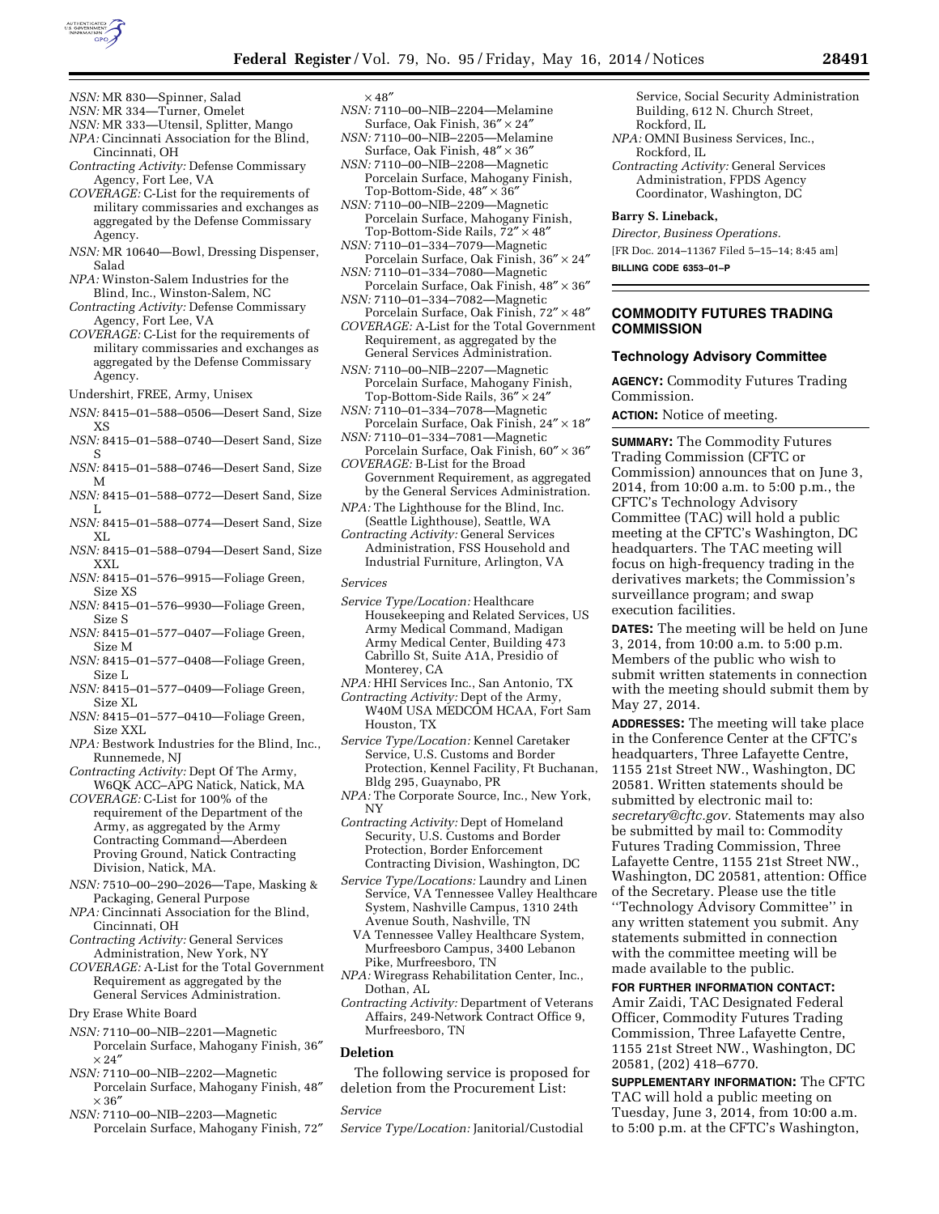*NSN:* MR 830—Spinner, Salad

*NSN:* MR 334—Turner, Omelet

*NSN:* MR 333—Utensil, Splitter, Mango

*NPA:* Cincinnati Association for the Blind, Cincinnati, OH

*Contracting Activity:* Defense Commissary Agency, Fort Lee, VA

*COVERAGE:* C-List for the requirements of military commissaries and exchanges as aggregated by the Defense Commissary Agency.

*NSN:* MR 10640—Bowl, Dressing Dispenser, Salad

*NPA:* Winston-Salem Industries for the Blind, Inc., Winston-Salem, NC

*Contracting Activity:* Defense Commissary Agency, Fort Lee, VA

*COVERAGE:* C-List for the requirements of military commissaries and exchanges as aggregated by the Defense Commissary Agency.

Undershirt, FREE, Army, Unisex

*NSN:* 8415–01–588–0506—Desert Sand, Size XS

*NSN:* 8415–01–588–0740—Desert Sand, Size S

*NSN:* 8415–01–588–0746—Desert Sand, Size M

*NSN:* 8415–01–588–0772—Desert Sand, Size L

*NSN:* 8415–01–588–0774—Desert Sand, Size XL

*NSN:* 8415–01–588–0794—Desert Sand, Size XXL

*NSN:* 8415–01–576–9915—Foliage Green, Size XS

*NSN:* 8415–01–576–9930—Foliage Green, Size S

*NSN:* 8415–01–577–0407—Foliage Green, Size M

*NSN:* 8415–01–577–0408—Foliage Green, Size L

*NSN:* 8415–01–577–0409—Foliage Green, Size XL

*NSN:* 8415–01–577–0410—Foliage Green, Size XXL

*NPA:* Bestwork Industries for the Blind, Inc., Runnemede, NJ

*Contracting Activity:* Dept Of The Army, W6QK ACC–APG Natick, Natick, MA

*COVERAGE:* C-List for 100% of the requirement of the Department of the Army, as aggregated by the Army Contracting Command—Aberdeen Proving Ground, Natick Contracting Division, Natick, MA.

*NSN:* 7510–00–290–2026—Tape, Masking & Packaging, General Purpose

*NPA:* Cincinnati Association for the Blind, Cincinnati, OH

*Contracting Activity:* General Services Administration, New York, NY

*COVERAGE:* A-List for the Total Government Requirement as aggregated by the General Services Administration.

Dry Erase White Board

*NSN:* 7110–00–NIB–2201—Magnetic Porcelain Surface, Mahogany Finish, 36″ × 24″

*NSN:* 7110–00–NIB–2202—Magnetic Porcelain Surface, Mahogany Finish, 48″ × 36″

*NSN:* 7110–00–NIB–2203—Magnetic Porcelain Surface, Mahogany Finish, 72″ × 48″

*NSN:* 7110–00–NIB–2204—Melamine Surface, Oak Finish, 36″ × 24″

*NSN:* 7110–00–NIB–2205—Melamine Surface, Oak Finish, 48″ × 36″

*NSN:* 7110–00–NIB–2208—Magnetic Porcelain Surface, Mahogany Finish, Top-Bottom-Side, 48″ × 36″

*NSN:* 7110–00–NIB–2209—Magnetic Porcelain Surface, Mahogany Finish, Top-Bottom-Side Rails, 72″ × 48″

*NSN:* 7110–01–334–7079—Magnetic Porcelain Surface, Oak Finish, 36″ × 24″

*NSN:* 7110–01–334–7080—Magnetic Porcelain Surface, Oak Finish, 48″ × 36″

*NSN:* 7110–01–334–7082—Magnetic Porcelain Surface, Oak Finish, 72″ × 48″

*COVERAGE:* A-List for the Total Government Requirement, as aggregated by the General Services Administration.

*NSN:* 7110–00–NIB–2207—Magnetic Porcelain Surface, Mahogany Finish, Top-Bottom-Side Rails, 36″ × 24″

*NSN:* 7110–01–334–7078—Magnetic Porcelain Surface, Oak Finish, 24″ × 18″

*NSN:* 7110–01–334–7081—Magnetic Porcelain Surface, Oak Finish, 60″ × 36″

*COVERAGE:* B-List for the Broad Government Requirement, as aggregated by the General Services Administration.

*NPA:* The Lighthouse for the Blind, Inc. (Seattle Lighthouse), Seattle, WA

*Contracting Activity:* General Services Administration, FSS Household and Industrial Furniture, Arlington, VA

*Services*

*Service Type/Location:* Healthcare Housekeeping and Related Services, US Army Medical Command, Madigan Army Medical Center, Building 473 Cabrillo St, Suite A1A, Presidio of Monterey, CA

*NPA:* HHI Services Inc., San Antonio, TX

*Contracting Activity:* Dept of the Army, W40M USA MEDCOM HCAA, Fort Sam Houston, TX

*Service Type/Location:* Kennel Caretaker Service, U.S. Customs and Border Protection, Kennel Facility, Ft Buchanan, Bldg 295, Guaynabo, PR

*NPA:* The Corporate Source, Inc., New York, NY

*Contracting Activity:* Dept of Homeland Security, U.S. Customs and Border Protection, Border Enforcement Contracting Division, Washington, DC

*Service Type/Locations:* Laundry and Linen Service, VA Tennessee Valley Healthcare System, Nashville Campus, 1310 24th Avenue South, Nashville, TN

VA Tennessee Valley Healthcare System, Murfreesboro Campus, 3400 Lebanon Pike, Murfreesboro, TN

*NPA:* Wiregrass Rehabilitation Center, Inc., Dothan, AL

*Contracting Activity:* Department of Veterans Affairs, 249-Network Contract Office 9, Murfreesboro, TN

## Deletion

The following service is proposed for deletion from the Procurement List:

*Service*

*Service Type/Location:* Janitorial/Custodial Service, Social Security Administration Building, 612 N. Church Street, Rockford, IL

*NPA:* OMNI Business Services, Inc., Rockford, IL

*Contracting Activity:* General Services Administration, FPDS Agency Coordinator, Washington, DC

**Barry S. Lineback,**

*Director, Business Operations.*

[FR Doc. 2014–11367 Filed 5–15–14; 8:45 am]

**BILLING CODE 6353–01–P**

# COMMODITY FUTURES TRADING COMMISSION

## Technology Advisory Committee

**AGENCY:** Commodity Futures Trading Commission.

**ACTION:** Notice of meeting.

**SUMMARY:** The Commodity Futures Trading Commission (CFTC or Commission) announces that on June 3, 2014, from 10:00 a.m. to 5:00 p.m., the CFTC's Technology Advisory Committee (TAC) will hold a public meeting at the CFTC's Washington, DC headquarters. The TAC meeting will focus on high-frequency trading in the derivatives markets; the Commission's surveillance program; and swap execution facilities.

**DATES:** The meeting will be held on June 3, 2014, from 10:00 a.m. to 5:00 p.m. Members of the public who wish to submit written statements in connection with the meeting should submit them by May 27, 2014.

**ADDRESSES:** The meeting will take place in the Conference Center at the CFTC's headquarters, Three Lafayette Centre, 1155 21st Street NW., Washington, DC 20581. Written statements should be submitted by electronic mail to: *secretary@cftc.gov*. Statements may also be submitted by mail to: Commodity Futures Trading Commission, Three Lafayette Centre, 1155 21st Street NW., Washington, DC 20581, attention: Office of the Secretary. Please use the title ''Technology Advisory Committee'' in any written statement you submit. Any statements submitted in connection with the committee meeting will be made available to the public.

**FOR FURTHER INFORMATION CONTACT:** Amir Zaidi, TAC Designated Federal Officer, Commodity Futures Trading Commission, Three Lafayette Centre, 1155 21st Street NW., Washington, DC 20581, (202) 418–6770.

**SUPPLEMENTARY INFORMATION:** The CFTC TAC will hold a public meeting on Tuesday, June 3, 2014, from 10:00 a.m. to 5:00 p.m. at the CFTC's Washington,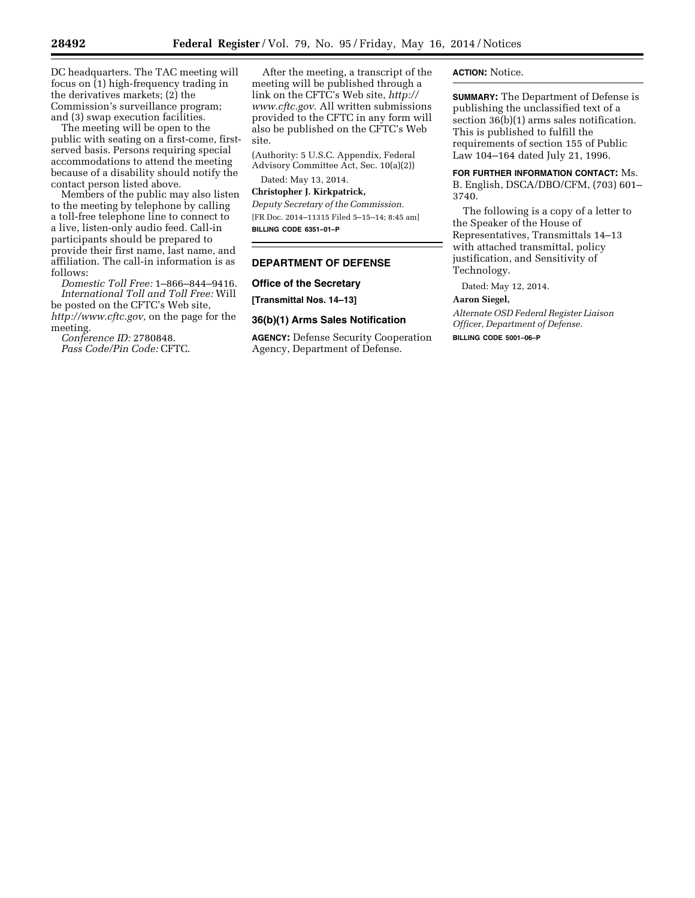DC headquarters. The TAC meeting will focus on (1) high-frequency trading in the derivatives markets; (2) the Commission's surveillance program; and (3) swap execution facilities.

The meeting will be open to the public with seating on a first-come, first-served basis. Persons requiring special accommodations to attend the meeting because of a disability should notify the contact person listed above.

Members of the public may also listen to the meeting by telephone by calling a toll-free telephone line to connect to a live, listen-only audio feed. Call-in participants should be prepared to provide their first name, last name, and affiliation. The call-in information is as follows:

*Domestic Toll Free:* 1–866–844–9416.

*International Toll and Toll Free:* Will be posted on the CFTC's Web site, *http://www.cftc.gov,* on the page for the meeting.

*Conference ID:* 2780848.

*Pass Code/Pin Code:* CFTC.

After the meeting, a transcript of the meeting will be published through a link on the CFTC's Web site, *http://www.cftc.gov.* All written submissions provided to the CFTC in any form will also be published on the CFTC's Web site.

(Authority: 5 U.S.C. Appendix, Federal Advisory Committee Act, Sec. 10(a)(2))

Dated: May 13, 2014.

**Christopher J. Kirkpatrick,**

*Deputy Secretary of the Commission.*

[FR Doc. 2014–11315 Filed 5–15–14; 8:45 am]

**BILLING CODE 6351–01–P**

## DEPARTMENT OF DEFENSE

### Office of the Secretary

**[Transmittal Nos. 14–13]**

### 36(b)(1) Arms Sales Notification

**AGENCY:** Defense Security Cooperation Agency, Department of Defense.

**ACTION:** Notice.

**SUMMARY:** The Department of Defense is publishing the unclassified text of a section 36(b)(1) arms sales notification. This is published to fulfill the requirements of section 155 of Public Law 104–164 dated July 21, 1996.

**FOR FURTHER INFORMATION CONTACT:** Ms. B. English, DSCA/DBO/CFM, (703) 601–3740.

The following is a copy of a letter to the Speaker of the House of Representatives, Transmittals 14–13 with attached transmittal, policy justification, and Sensitivity of Technology.

Dated: May 12, 2014.

**Aaron Siegel,**

*Alternate OSD Federal Register Liaison Officer, Department of Defense.*

**BILLING CODE 5001–06–P**